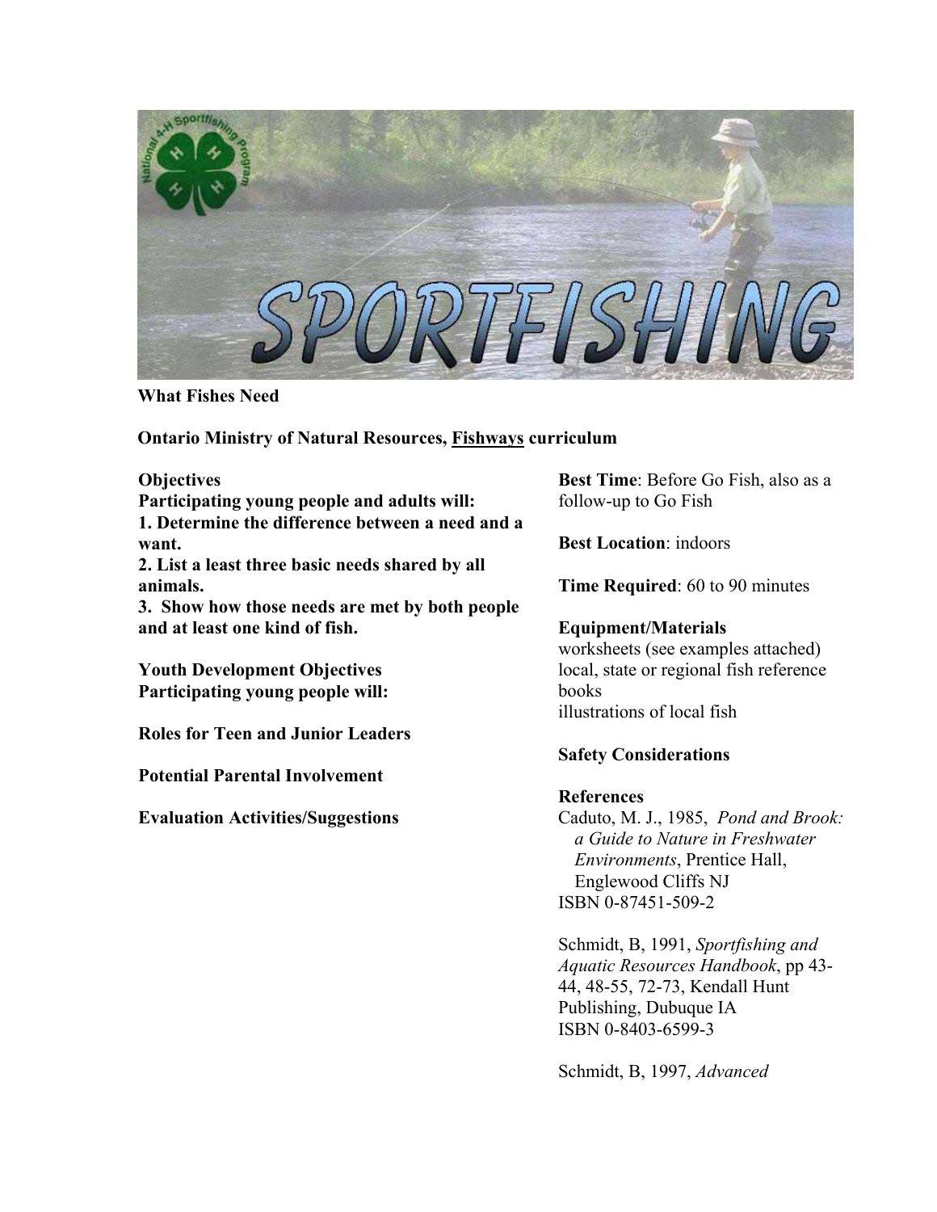**What Fishes Need**

**Ontario Ministry of Natural Resources, Fishways curriculum**

**Objectives**
**Participating young people and adults will:**
**1. Determine the difference between a need and a want.**
**2. List a least three basic needs shared by all animals.**
**3. Show how those needs are met by both people and at least one kind of fish.**

**Youth Development Objectives**
**Participating young people will:**

**Roles for Teen and Junior Leaders**

**Potential Parental Involvement**

**Evaluation Activities/Suggestions**

**Best Time**: Before Go Fish, also as a follow-up to Go Fish

**Best Location**: indoors

**Time Required**: 60 to 90 minutes

**Equipment/Materials**
worksheets (see examples attached)
local, state or regional fish reference books
illustrations of local fish

**Safety Considerations**

**References**
Caduto, M. J., 1985, *Pond and Brook: a Guide to Nature in Freshwater Environments*, Prentice Hall, Englewood Cliffs NJ
ISBN 0-87451-509-2

Schmidt, B, 1991, *Sportfishing and Aquatic Resources Handbook*, pp 43-44, 48-55, 72-73, Kendall Hunt Publishing, Dubuque IA
ISBN 0-8403-6599-3

Schmidt, B, 1997, *Advanced*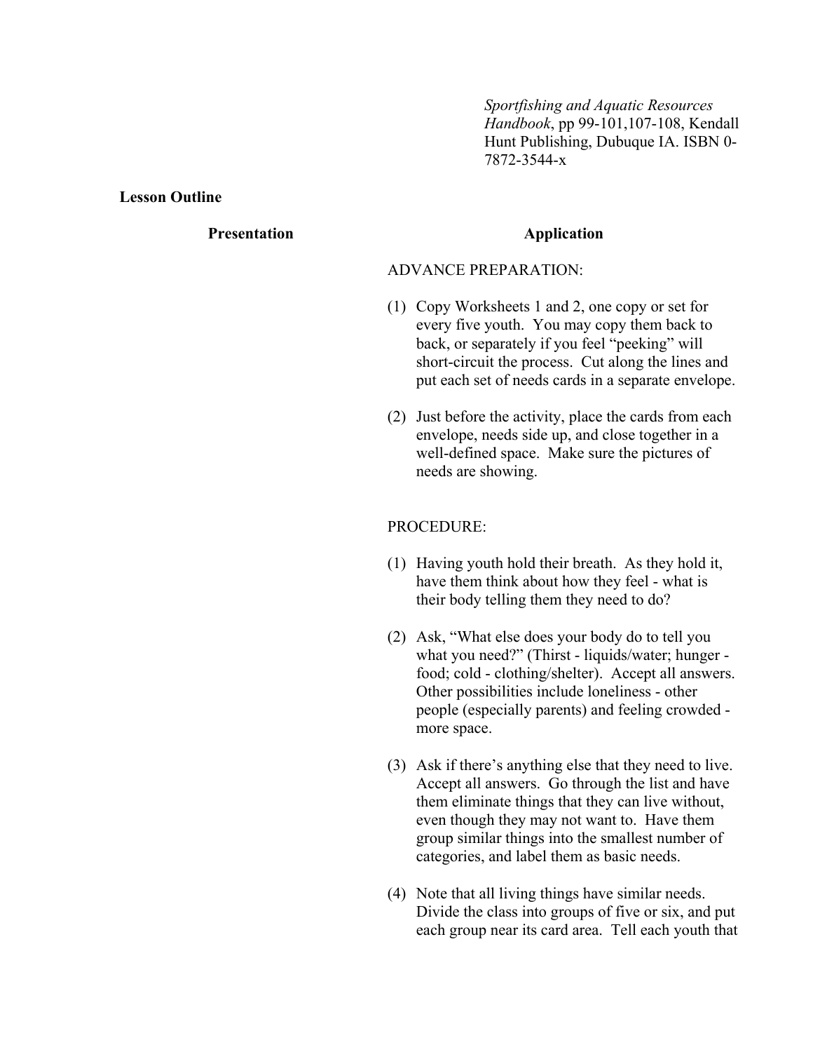*Sportfishing and Aquatic Resources Handbook*, pp 99-101,107-108, Kendall Hunt Publishing, Dubuque IA. ISBN 0-7872-3544-x

**Lesson Outline**

| **Presentation** | **Application** |
|---|---|

ADVANCE PREPARATION:

(1) Copy Worksheets 1 and 2, one copy or set for every five youth. You may copy them back to back, or separately if you feel "peeking" will short-circuit the process. Cut along the lines and put each set of needs cards in a separate envelope.

(2) Just before the activity, place the cards from each envelope, needs side up, and close together in a well-defined space. Make sure the pictures of needs are showing.

PROCEDURE:

(1) Having youth hold their breath. As they hold it, have them think about how they feel - what is their body telling them they need to do?

(2) Ask, "What else does your body do to tell you what you need?" (Thirst - liquids/water; hunger - food; cold - clothing/shelter). Accept all answers. Other possibilities include loneliness - other people (especially parents) and feeling crowded - more space.

(3) Ask if there's anything else that they need to live. Accept all answers. Go through the list and have them eliminate things that they can live without, even though they may not want to. Have them group similar things into the smallest number of categories, and label them as basic needs.

(4) Note that all living things have similar needs. Divide the class into groups of five or six, and put each group near its card area. Tell each youth that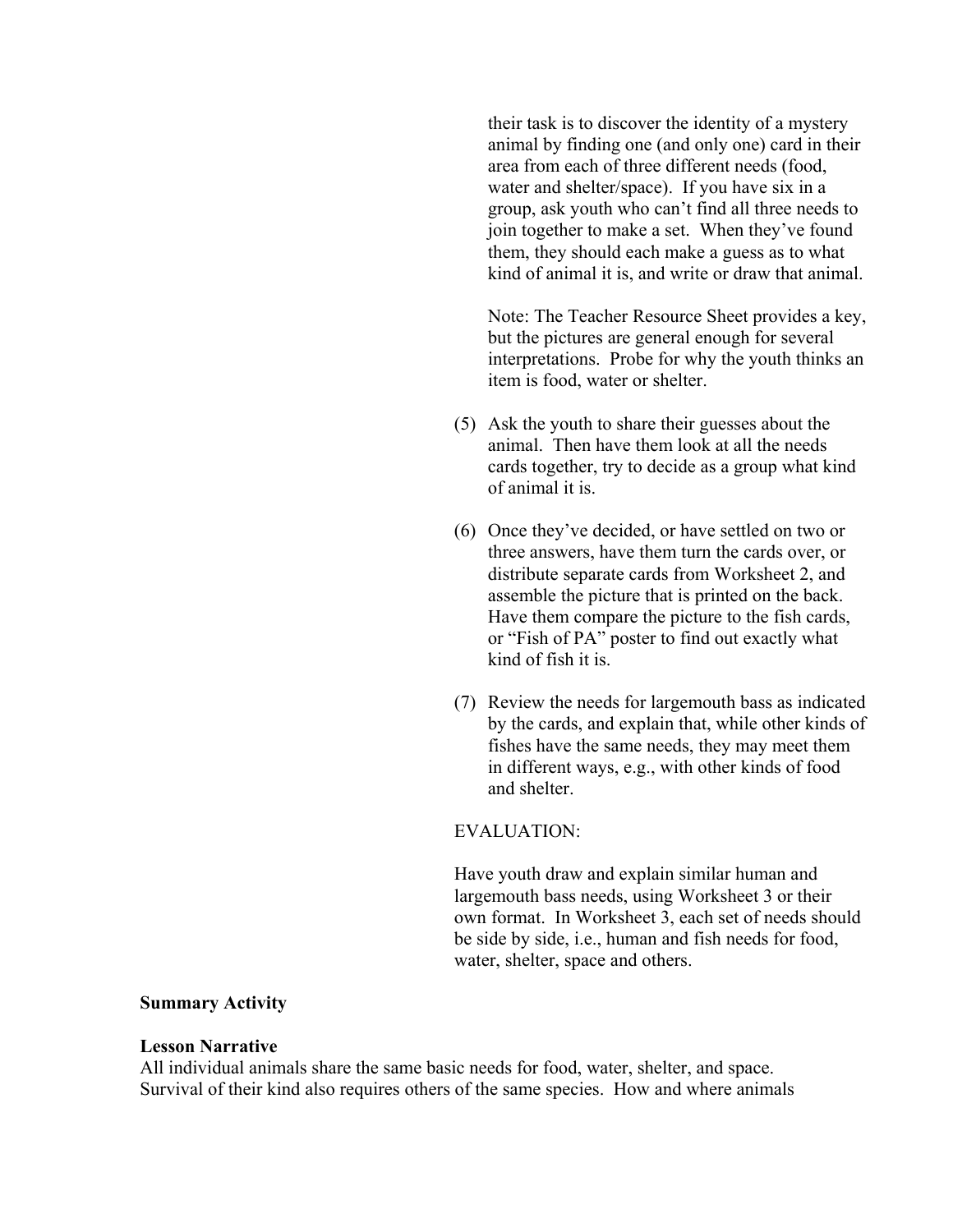their task is to discover the identity of a mystery animal by finding one (and only one) card in their area from each of three different needs (food, water and shelter/space). If you have six in a group, ask youth who can't find all three needs to join together to make a set. When they've found them, they should each make a guess as to what kind of animal it is, and write or draw that animal.

Note: The Teacher Resource Sheet provides a key, but the pictures are general enough for several interpretations. Probe for why the youth thinks an item is food, water or shelter.

(5) Ask the youth to share their guesses about the animal. Then have them look at all the needs cards together, try to decide as a group what kind of animal it is.

(6) Once they've decided, or have settled on two or three answers, have them turn the cards over, or distribute separate cards from Worksheet 2, and assemble the picture that is printed on the back. Have them compare the picture to the fish cards, or "Fish of PA" poster to find out exactly what kind of fish it is.

(7) Review the needs for largemouth bass as indicated by the cards, and explain that, while other kinds of fishes have the same needs, they may meet them in different ways, e.g., with other kinds of food and shelter.

EVALUATION:

Have youth draw and explain similar human and largemouth bass needs, using Worksheet 3 or their own format. In Worksheet 3, each set of needs should be side by side, i.e., human and fish needs for food, water, shelter, space and others.

**Summary Activity**

**Lesson Narrative**

All individual animals share the same basic needs for food, water, shelter, and space. Survival of their kind also requires others of the same species. How and where animals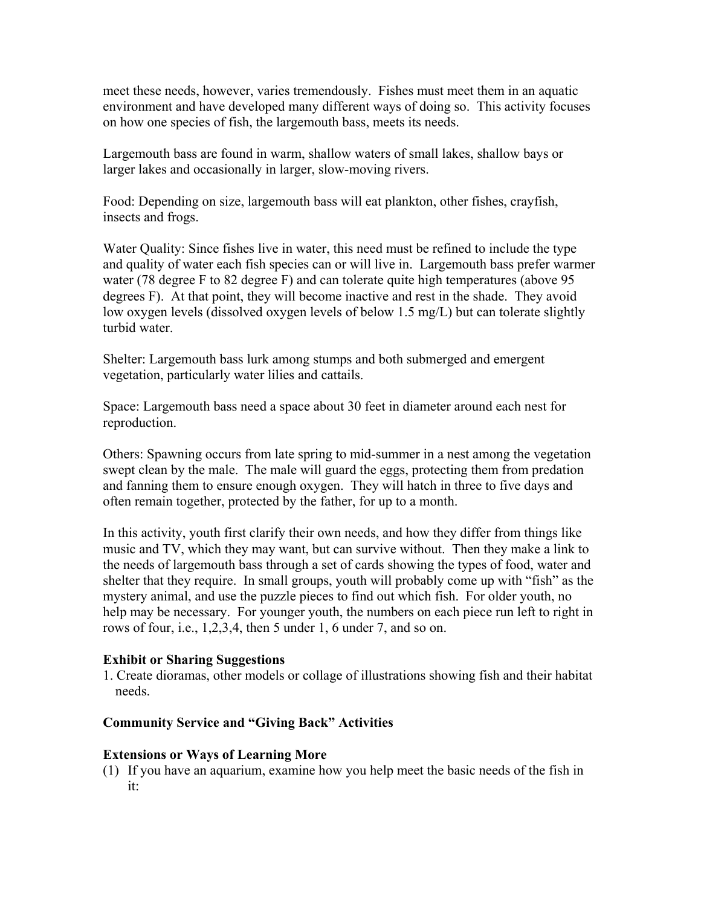meet these needs, however, varies tremendously. Fishes must meet them in an aquatic environment and have developed many different ways of doing so. This activity focuses on how one species of fish, the largemouth bass, meets its needs.

Largemouth bass are found in warm, shallow waters of small lakes, shallow bays or larger lakes and occasionally in larger, slow-moving rivers.

Food: Depending on size, largemouth bass will eat plankton, other fishes, crayfish, insects and frogs.

Water Quality: Since fishes live in water, this need must be refined to include the type and quality of water each fish species can or will live in. Largemouth bass prefer warmer water (78 degree F to 82 degree F) and can tolerate quite high temperatures (above 95 degrees F). At that point, they will become inactive and rest in the shade. They avoid low oxygen levels (dissolved oxygen levels of below 1.5 mg/L) but can tolerate slightly turbid water.

Shelter: Largemouth bass lurk among stumps and both submerged and emergent vegetation, particularly water lilies and cattails.

Space: Largemouth bass need a space about 30 feet in diameter around each nest for reproduction.

Others: Spawning occurs from late spring to mid-summer in a nest among the vegetation swept clean by the male. The male will guard the eggs, protecting them from predation and fanning them to ensure enough oxygen. They will hatch in three to five days and often remain together, protected by the father, for up to a month.

In this activity, youth first clarify their own needs, and how they differ from things like music and TV, which they may want, but can survive without. Then they make a link to the needs of largemouth bass through a set of cards showing the types of food, water and shelter that they require. In small groups, youth will probably come up with "fish" as the mystery animal, and use the puzzle pieces to find out which fish. For older youth, no help may be necessary. For younger youth, the numbers on each piece run left to right in rows of four, i.e., 1,2,3,4, then 5 under 1, 6 under 7, and so on.

**Exhibit or Sharing Suggestions**

1. Create dioramas, other models or collage of illustrations showing fish and their habitat needs.

**Community Service and "Giving Back" Activities**

**Extensions or Ways of Learning More**

(1) If you have an aquarium, examine how you help meet the basic needs of the fish in it: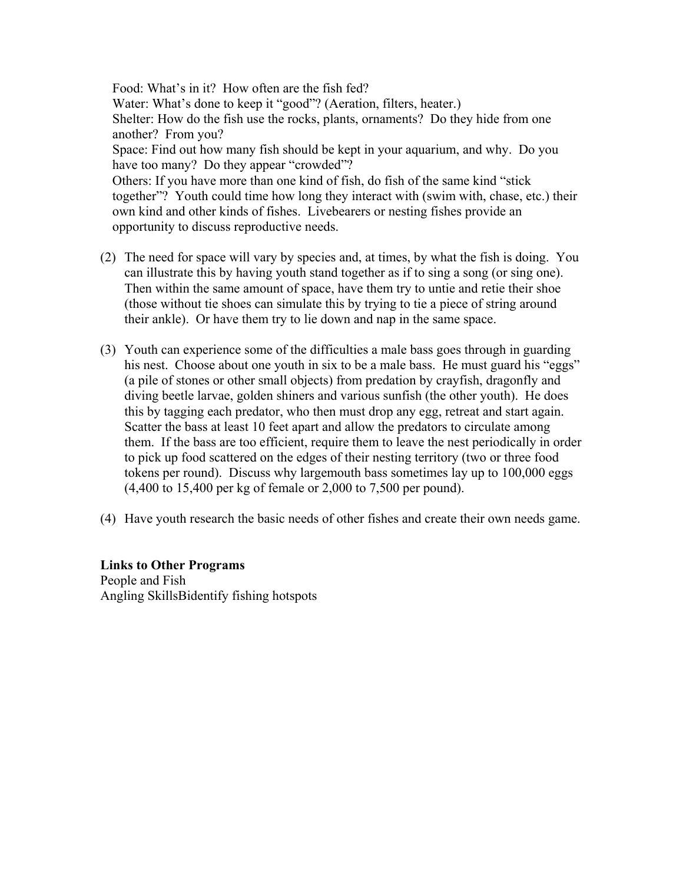Food: What's in it? How often are the fish fed?
Water: What's done to keep it "good"? (Aeration, filters, heater.)
Shelter: How do the fish use the rocks, plants, ornaments? Do they hide from one another? From you?
Space: Find out how many fish should be kept in your aquarium, and why. Do you have too many? Do they appear "crowded"?
Others: If you have more than one kind of fish, do fish of the same kind "stick together"? Youth could time how long they interact with (swim with, chase, etc.) their own kind and other kinds of fishes. Livebearers or nesting fishes provide an opportunity to discuss reproductive needs.

(2) The need for space will vary by species and, at times, by what the fish is doing. You can illustrate this by having youth stand together as if to sing a song (or sing one). Then within the same amount of space, have them try to untie and retie their shoe (those without tie shoes can simulate this by trying to tie a piece of string around their ankle). Or have them try to lie down and nap in the same space.

(3) Youth can experience some of the difficulties a male bass goes through in guarding his nest. Choose about one youth in six to be a male bass. He must guard his "eggs" (a pile of stones or other small objects) from predation by crayfish, dragonfly and diving beetle larvae, golden shiners and various sunfish (the other youth). He does this by tagging each predator, who then must drop any egg, retreat and start again. Scatter the bass at least 10 feet apart and allow the predators to circulate among them. If the bass are too efficient, require them to leave the nest periodically in order to pick up food scattered on the edges of their nesting territory (two or three food tokens per round). Discuss why largemouth bass sometimes lay up to 100,000 eggs (4,400 to 15,400 per kg of female or 2,000 to 7,500 per pound).

(4) Have youth research the basic needs of other fishes and create their own needs game.

**Links to Other Programs**
People and Fish
Angling SkillsBidentify fishing hotspots